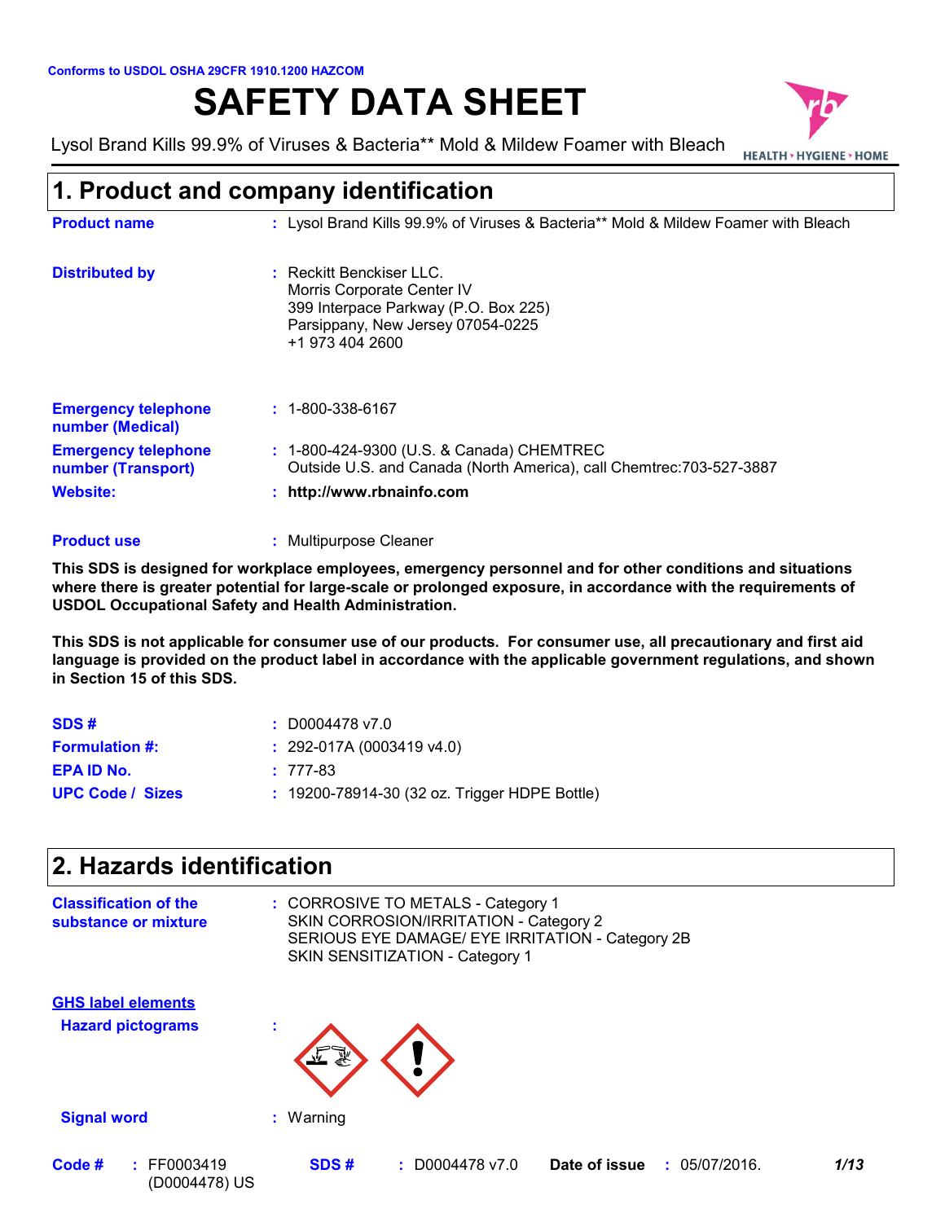Conforms to USDOL OSHA 29CFR 1910.1200 HAZCOM

# SAFETY DATA SHEET

Lysol Brand Kills 99.9% of Viruses & Bacteria** Mold & Mildew Foamer with Bleach

HEALTH • HYGIENE • HOME

## 1. Product and company identification

**Product name** : Lysol Brand Kills 99.9% of Viruses & Bacteria** Mold & Mildew Foamer with Bleach

**Distributed by** : Reckitt Benckiser LLC.
Morris Corporate Center IV
399 Interpace Parkway (P.O. Box 225)
Parsippany, New Jersey 07054-0225
+1 973 404 2600

**Emergency telephone number (Medical)** : 1-800-338-6167

**Emergency telephone number (Transport)** : 1-800-424-9300 (U.S. & Canada) CHEMTREC
Outside U.S. and Canada (North America), call Chemtrec:703-527-3887

**Website:** : **http://www.rbnainfo.com**

**Product use** : Multipurpose Cleaner

**This SDS is designed for workplace employees, emergency personnel and for other conditions and situations where there is greater potential for large-scale or prolonged exposure, in accordance with the requirements of USDOL Occupational Safety and Health Administration.**

**This SDS is not applicable for consumer use of our products. For consumer use, all precautionary and first aid language is provided on the product label in accordance with the applicable government regulations, and shown in Section 15 of this SDS.**

**SDS #** : D0004478 v7.0

**Formulation #:** : 292-017A (0003419 v4.0)

**EPA ID No.** : 777-83

**UPC Code / Sizes** : 19200-78914-30 (32 oz. Trigger HDPE Bottle)

## 2. Hazards identification

**Classification of the substance or mixture** : CORROSIVE TO METALS - Category 1
SKIN CORROSION/IRRITATION - Category 2
SERIOUS EYE DAMAGE/ EYE IRRITATION - Category 2B
SKIN SENSITIZATION - Category 1

**GHS label elements**

**Hazard pictograms** :

**Signal word** : Warning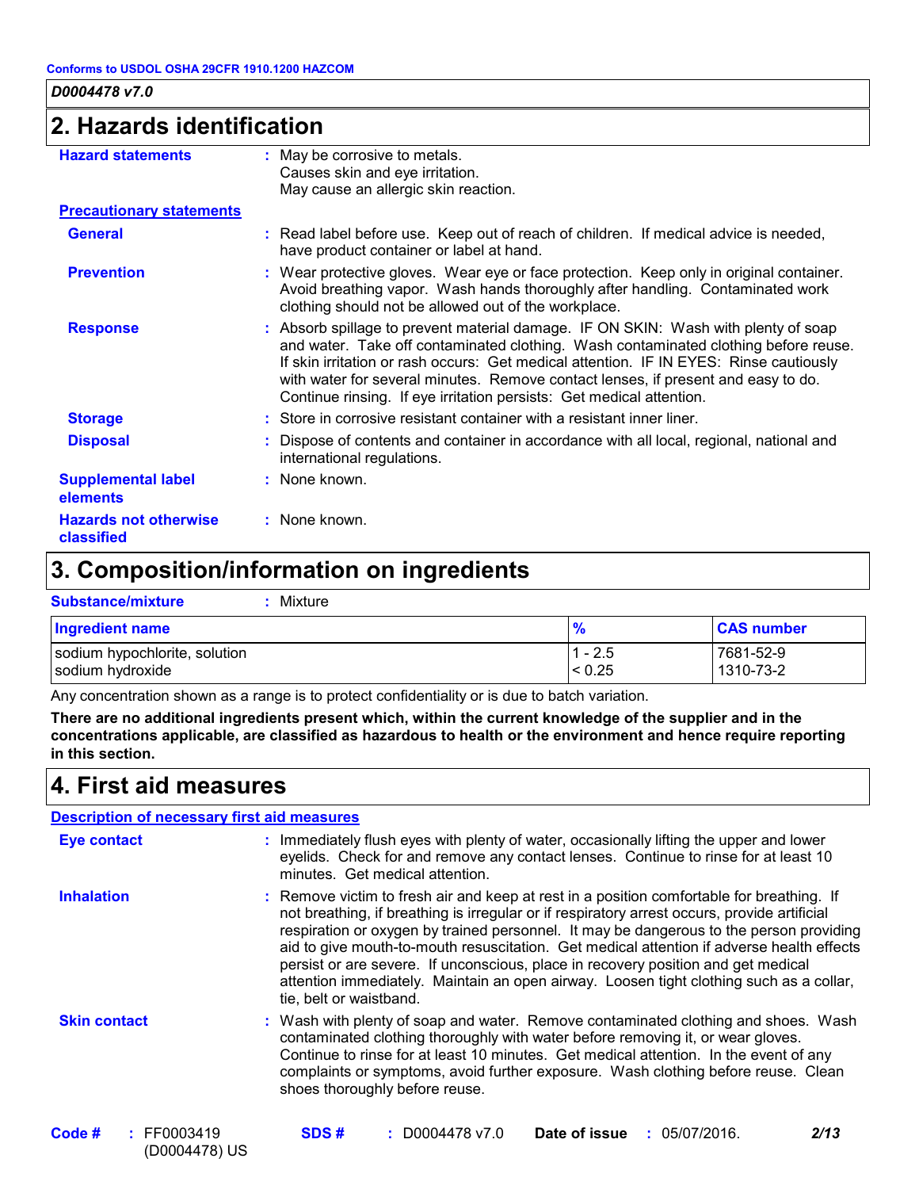Conforms to USDOL OSHA 29CFR 1910.1200 HAZCOM

*D0004478 v7.0*

## 2. Hazards identification

**Hazard statements** : May be corrosive to metals.
Causes skin and eye irritation.
May cause an allergic skin reaction.

**Precautionary statements**

**General** : Read label before use. Keep out of reach of children. If medical advice is needed, have product container or label at hand.

**Prevention** : Wear protective gloves. Wear eye or face protection. Keep only in original container. Avoid breathing vapor. Wash hands thoroughly after handling. Contaminated work clothing should not be allowed out of the workplace.

**Response** : Absorb spillage to prevent material damage. IF ON SKIN: Wash with plenty of soap and water. Take off contaminated clothing. Wash contaminated clothing before reuse. If skin irritation or rash occurs: Get medical attention. IF IN EYES: Rinse cautiously with water for several minutes. Remove contact lenses, if present and easy to do. Continue rinsing. If eye irritation persists: Get medical attention.

**Storage** : Store in corrosive resistant container with a resistant inner liner.

**Disposal** : Dispose of contents and container in accordance with all local, regional, national and international regulations.

**Supplemental label elements** : None known.

**Hazards not otherwise classified** : None known.

## 3. Composition/information on ingredients

**Substance/mixture** : Mixture

| Ingredient name | % | CAS number |
|---|---|---|
| sodium hypochlorite, solution | 1 - 2.5 | 7681-52-9 |
| sodium hydroxide | < 0.25 | 1310-73-2 |

Any concentration shown as a range is to protect confidentiality or is due to batch variation.

**There are no additional ingredients present which, within the current knowledge of the supplier and in the concentrations applicable, are classified as hazardous to health or the environment and hence require reporting in this section.**

## 4. First aid measures

**Description of necessary first aid measures**

**Eye contact** : Immediately flush eyes with plenty of water, occasionally lifting the upper and lower eyelids. Check for and remove any contact lenses. Continue to rinse for at least 10 minutes. Get medical attention.

**Inhalation** : Remove victim to fresh air and keep at rest in a position comfortable for breathing. If not breathing, if breathing is irregular or if respiratory arrest occurs, provide artificial respiration or oxygen by trained personnel. It may be dangerous to the person providing aid to give mouth-to-mouth resuscitation. Get medical attention if adverse health effects persist or are severe. If unconscious, place in recovery position and get medical attention immediately. Maintain an open airway. Loosen tight clothing such as a collar, tie, belt or waistband.

**Skin contact** : Wash with plenty of soap and water. Remove contaminated clothing and shoes. Wash contaminated clothing thoroughly with water before removing it, or wear gloves. Continue to rinse for at least 10 minutes. Get medical attention. In the event of any complaints or symptoms, avoid further exposure. Wash clothing before reuse. Clean shoes thoroughly before reuse.

**Code #** : FF0003419 (D0004478) US **SDS #** : D0004478 v7.0 **Date of issue** : 05/07/2016.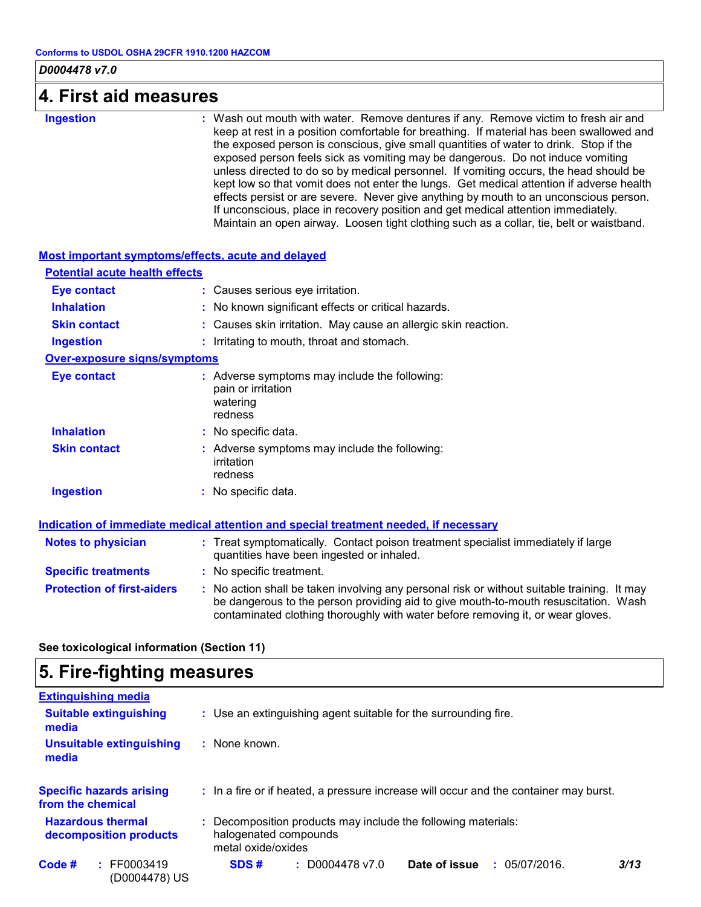## 4. First aid measures

**Ingestion** : Wash out mouth with water. Remove dentures if any. Remove victim to fresh air and keep at rest in a position comfortable for breathing. If material has been swallowed and the exposed person is conscious, give small quantities of water to drink. Stop if the exposed person feels sick as vomiting may be dangerous. Do not induce vomiting unless directed to do so by medical personnel. If vomiting occurs, the head should be kept low so that vomit does not enter the lungs. Get medical attention if adverse health effects persist or are severe. Never give anything by mouth to an unconscious person. If unconscious, place in recovery position and get medical attention immediately. Maintain an open airway. Loosen tight clothing such as a collar, tie, belt or waistband.

### Most important symptoms/effects, acute and delayed

#### Potential acute health effects

**Eye contact** : Causes serious eye irritation.

**Inhalation** : No known significant effects or critical hazards.

**Skin contact** : Causes skin irritation. May cause an allergic skin reaction.

**Ingestion** : Irritating to mouth, throat and stomach.

#### Over-exposure signs/symptoms

**Eye contact** : Adverse symptoms may include the following:
pain or irritation
watering
redness

**Inhalation** : No specific data.

**Skin contact** : Adverse symptoms may include the following:
irritation
redness

**Ingestion** : No specific data.

### Indication of immediate medical attention and special treatment needed, if necessary

**Notes to physician** : Treat symptomatically. Contact poison treatment specialist immediately if large quantities have been ingested or inhaled.

**Specific treatments** : No specific treatment.

**Protection of first-aiders** : No action shall be taken involving any personal risk or without suitable training. It may be dangerous to the person providing aid to give mouth-to-mouth resuscitation. Wash contaminated clothing thoroughly with water before removing it, or wear gloves.

**See toxicological information (Section 11)**

## 5. Fire-fighting measures

### Extinguishing media

**Suitable extinguishing media** : Use an extinguishing agent suitable for the surrounding fire.

**Unsuitable extinguishing media** : None known.

**Specific hazards arising from the chemical** : In a fire or if heated, a pressure increase will occur and the container may burst.

**Hazardous thermal decomposition products** : Decomposition products may include the following materials:
halogenated compounds
metal oxide/oxides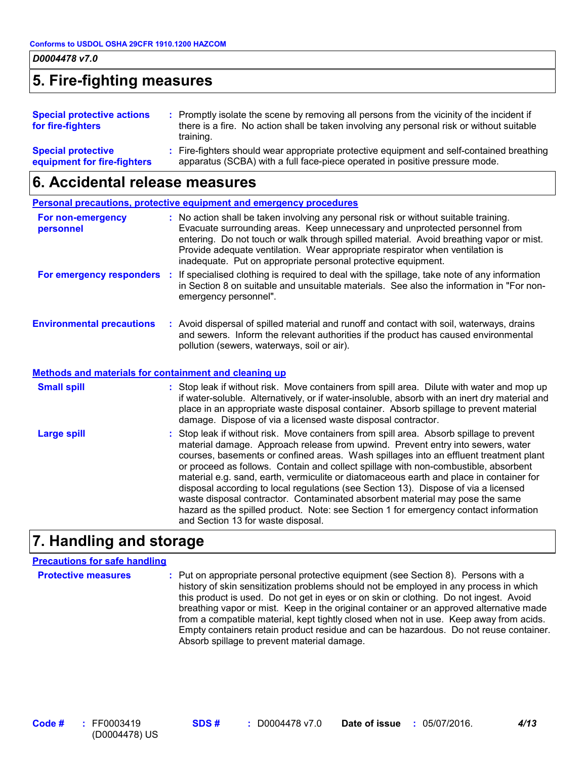## 5. Fire-fighting measures

**Special protective actions for fire-fighters** : Promptly isolate the scene by removing all persons from the vicinity of the incident if there is a fire. No action shall be taken involving any personal risk or without suitable training.

**Special protective equipment for fire-fighters** : Fire-fighters should wear appropriate protective equipment and self-contained breathing apparatus (SCBA) with a full face-piece operated in positive pressure mode.

## 6. Accidental release measures

### Personal precautions, protective equipment and emergency procedures

**For non-emergency personnel** : No action shall be taken involving any personal risk or without suitable training. Evacuate surrounding areas. Keep unnecessary and unprotected personnel from entering. Do not touch or walk through spilled material. Avoid breathing vapor or mist. Provide adequate ventilation. Wear appropriate respirator when ventilation is inadequate. Put on appropriate personal protective equipment.

**For emergency responders** : If specialised clothing is required to deal with the spillage, take note of any information in Section 8 on suitable and unsuitable materials. See also the information in "For non-emergency personnel".

**Environmental precautions** : Avoid dispersal of spilled material and runoff and contact with soil, waterways, drains and sewers. Inform the relevant authorities if the product has caused environmental pollution (sewers, waterways, soil or air).

### Methods and materials for containment and cleaning up

**Small spill** : Stop leak if without risk. Move containers from spill area. Dilute with water and mop up if water-soluble. Alternatively, or if water-insoluble, absorb with an inert dry material and place in an appropriate waste disposal container. Absorb spillage to prevent material damage. Dispose of via a licensed waste disposal contractor.

**Large spill** : Stop leak if without risk. Move containers from spill area. Absorb spillage to prevent material damage. Approach release from upwind. Prevent entry into sewers, water courses, basements or confined areas. Wash spillages into an effluent treatment plant or proceed as follows. Contain and collect spillage with non-combustible, absorbent material e.g. sand, earth, vermiculite or diatomaceous earth and place in container for disposal according to local regulations (see Section 13). Dispose of via a licensed waste disposal contractor. Contaminated absorbent material may pose the same hazard as the spilled product. Note: see Section 1 for emergency contact information and Section 13 for waste disposal.

## 7. Handling and storage

### Precautions for safe handling

**Protective measures** : Put on appropriate personal protective equipment (see Section 8). Persons with a history of skin sensitization problems should not be employed in any process in which this product is used. Do not get in eyes or on skin or clothing. Do not ingest. Avoid breathing vapor or mist. Keep in the original container or an approved alternative made from a compatible material, kept tightly closed when not in use. Keep away from acids. Empty containers retain product residue and can be hazardous. Do not reuse container. Absorb spillage to prevent material damage.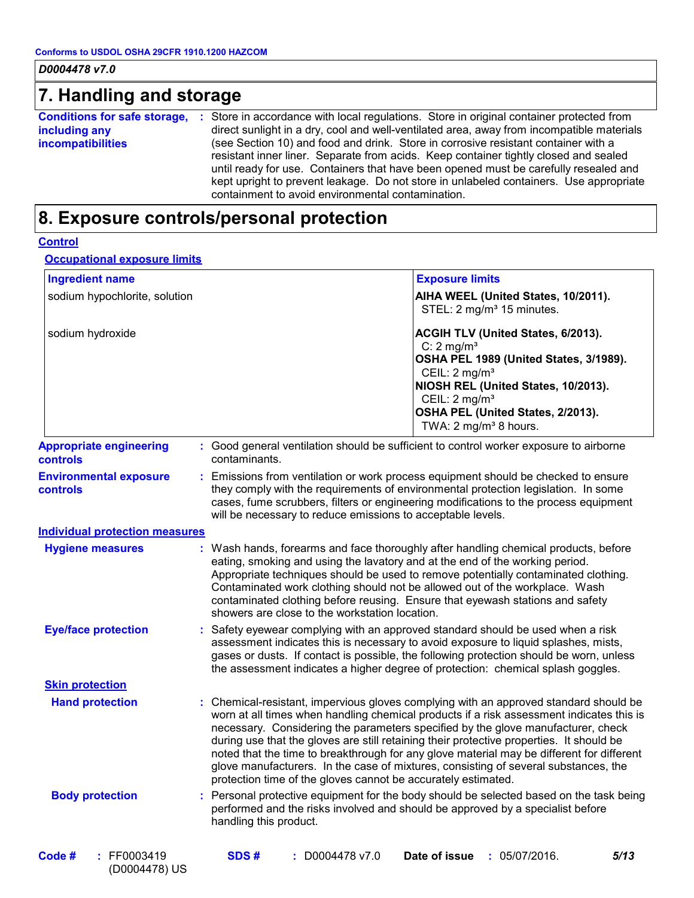## 7. Handling and storage

**Conditions for safe storage, including any incompatibilities** : Store in accordance with local regulations. Store in original container protected from direct sunlight in a dry, cool and well-ventilated area, away from incompatible materials (see Section 10) and food and drink. Store in corrosive resistant container with a resistant inner liner. Separate from acids. Keep container tightly closed and sealed until ready for use. Containers that have been opened must be carefully resealed and kept upright to prevent leakage. Do not store in unlabeled containers. Use appropriate containment to avoid environmental contamination.

## 8. Exposure controls/personal protection

### Control

#### Occupational exposure limits

| Ingredient name | Exposure limits |
| --- | --- |
| sodium hypochlorite, solution | **AIHA WEEL (United States, 10/2011).**<br>STEL: 2 mg/m³ 15 minutes. |
| sodium hydroxide | **ACGIH TLV (United States, 6/2013).**<br>C: 2 mg/m³<br>**OSHA PEL 1989 (United States, 3/1989).**<br>CEIL: 2 mg/m³<br>**NIOSH REL (United States, 10/2013).**<br>CEIL: 2 mg/m³<br>**OSHA PEL (United States, 2/2013).**<br>TWA: 2 mg/m³ 8 hours. |

**Appropriate engineering controls** : Good general ventilation should be sufficient to control worker exposure to airborne contaminants.

**Environmental exposure controls** : Emissions from ventilation or work process equipment should be checked to ensure they comply with the requirements of environmental protection legislation. In some cases, fume scrubbers, filters or engineering modifications to the process equipment will be necessary to reduce emissions to acceptable levels.

### Individual protection measures

**Hygiene measures** : Wash hands, forearms and face thoroughly after handling chemical products, before eating, smoking and using the lavatory and at the end of the working period. Appropriate techniques should be used to remove potentially contaminated clothing. Contaminated work clothing should not be allowed out of the workplace. Wash contaminated clothing before reusing. Ensure that eyewash stations and safety showers are close to the workstation location.

**Eye/face protection** : Safety eyewear complying with an approved standard should be used when a risk assessment indicates this is necessary to avoid exposure to liquid splashes, mists, gases or dusts. If contact is possible, the following protection should be worn, unless the assessment indicates a higher degree of protection: chemical splash goggles.

#### Skin protection

**Hand protection** : Chemical-resistant, impervious gloves complying with an approved standard should be worn at all times when handling chemical products if a risk assessment indicates this is necessary. Considering the parameters specified by the glove manufacturer, check during use that the gloves are still retaining their protective properties. It should be noted that the time to breakthrough for any glove material may be different for different glove manufacturers. In the case of mixtures, consisting of several substances, the protection time of the gloves cannot be accurately estimated.

**Body protection** : Personal protective equipment for the body should be selected based on the task being performed and the risks involved and should be approved by a specialist before handling this product.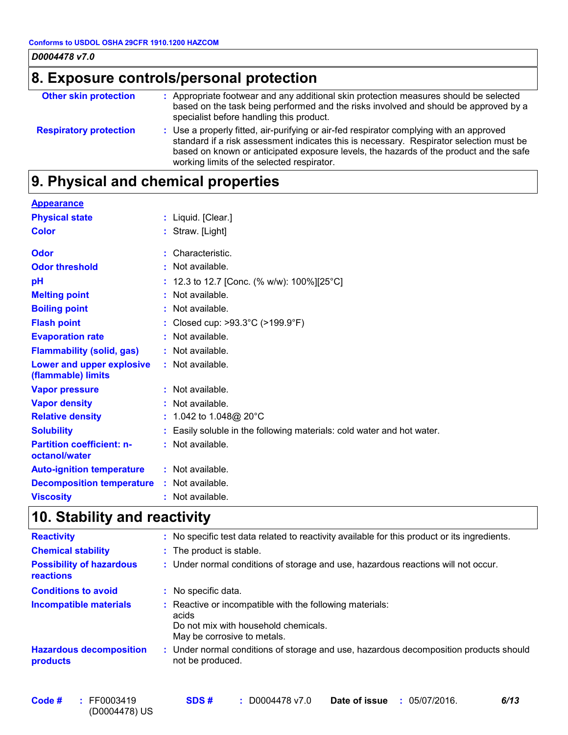## 8. Exposure controls/personal protection

| | |
|---|---|
| **Other skin protection** | : Appropriate footwear and any additional skin protection measures should be selected based on the task being performed and the risks involved and should be approved by a specialist before handling this product. |
| **Respiratory protection** | : Use a properly fitted, air-purifying or air-fed respirator complying with an approved standard if a risk assessment indicates this is necessary. Respirator selection must be based on known or anticipated exposure levels, the hazards of the product and the safe working limits of the selected respirator. |

## 9. Physical and chemical properties

**Appearance**

| | |
|---|---|
| **Physical state** | : Liquid. [Clear.] |
| **Color** | : Straw. [Light] |
| **Odor** | : Characteristic. |
| **Odor threshold** | : Not available. |
| **pH** | : 12.3 to 12.7 [Conc. (% w/w): 100%][25°C] |
| **Melting point** | : Not available. |
| **Boiling point** | : Not available. |
| **Flash point** | : Closed cup: >93.3°C (>199.9°F) |
| **Evaporation rate** | : Not available. |
| **Flammability (solid, gas)** | : Not available. |
| **Lower and upper explosive (flammable) limits** | : Not available. |
| **Vapor pressure** | : Not available. |
| **Vapor density** | : Not available. |
| **Relative density** | : 1.042 to 1.048@ 20°C |
| **Solubility** | : Easily soluble in the following materials: cold water and hot water. |
| **Partition coefficient: n-octanol/water** | : Not available. |
| **Auto-ignition temperature** | : Not available. |
| **Decomposition temperature** | : Not available. |
| **Viscosity** | : Not available. |

## 10. Stability and reactivity

| | |
|---|---|
| **Reactivity** | : No specific test data related to reactivity available for this product or its ingredients. |
| **Chemical stability** | : The product is stable. |
| **Possibility of hazardous reactions** | : Under normal conditions of storage and use, hazardous reactions will not occur. |
| **Conditions to avoid** | : No specific data. |
| **Incompatible materials** | : Reactive or incompatible with the following materials:<br>acids<br>Do not mix with household chemicals.<br>May be corrosive to metals. |
| **Hazardous decomposition products** | : Under normal conditions of storage and use, hazardous decomposition products should not be produced. |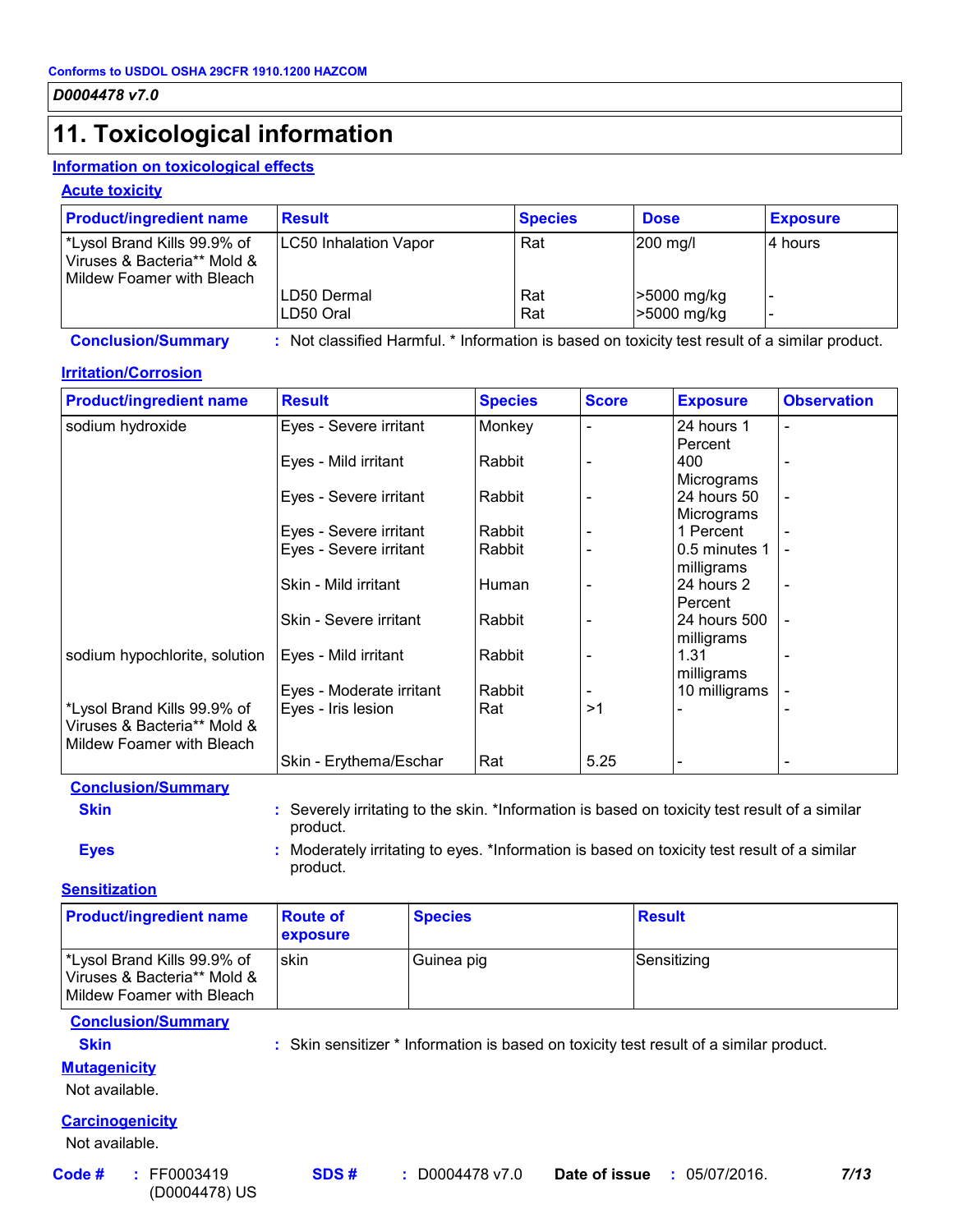Conforms to USDOL OSHA 29CFR 1910.1200 HAZCOM

*D0004478 v7.0*

# 11. Toxicological information

## Information on toxicological effects

### Acute toxicity

| Product/ingredient name | Result | Species | Dose | Exposure |
|---|---|---|---|---|
| *Lysol Brand Kills 99.9% of Viruses & Bacteria** Mold & Mildew Foamer with Bleach | LC50 Inhalation Vapor | Rat | 200 mg/l | 4 hours |
| | LD50 Dermal | Rat | >5000 mg/kg | - |
| | LD50 Oral | Rat | >5000 mg/kg | - |

**Conclusion/Summary** : Not classified Harmful. * Information is based on toxicity test result of a similar product.

### Irritation/Corrosion

| Product/ingredient name | Result | Species | Score | Exposure | Observation |
|---|---|---|---|---|---|
| sodium hydroxide | Eyes - Severe irritant | Monkey | - | 24 hours 1 Percent | - |
| | Eyes - Mild irritant | Rabbit | - | 400 Micrograms | - |
| | Eyes - Severe irritant | Rabbit | - | 24 hours 50 Micrograms | - |
| | Eyes - Severe irritant | Rabbit | - | 1 Percent | - |
| | Eyes - Severe irritant | Rabbit | - | 0.5 minutes 1 milligrams | - |
| | Skin - Mild irritant | Human | - | 24 hours 2 Percent | - |
| | Skin - Severe irritant | Rabbit | - | 24 hours 500 milligrams | - |
| sodium hypochlorite, solution | Eyes - Mild irritant | Rabbit | - | 1.31 milligrams | - |
| | Eyes - Moderate irritant | Rabbit | - | 10 milligrams | - |
| *Lysol Brand Kills 99.9% of Viruses & Bacteria** Mold & Mildew Foamer with Bleach | Eyes - Iris lesion | Rat | >1 | - | - |
| | Skin - Erythema/Eschar | Rat | 5.25 | - | - |

**Conclusion/Summary**

**Skin** : Severely irritating to the skin. *Information is based on toxicity test result of a similar product.

**Eyes** : Moderately irritating to eyes. *Information is based on toxicity test result of a similar product.

### Sensitization

| Product/ingredient name | Route of exposure | Species | Result |
|---|---|---|---|
| *Lysol Brand Kills 99.9% of Viruses & Bacteria** Mold & Mildew Foamer with Bleach | skin | Guinea pig | Sensitizing |

**Conclusion/Summary**

**Skin** : Skin sensitizer * Information is based on toxicity test result of a similar product.

### Mutagenicity

Not available.

### Carcinogenicity

Not available.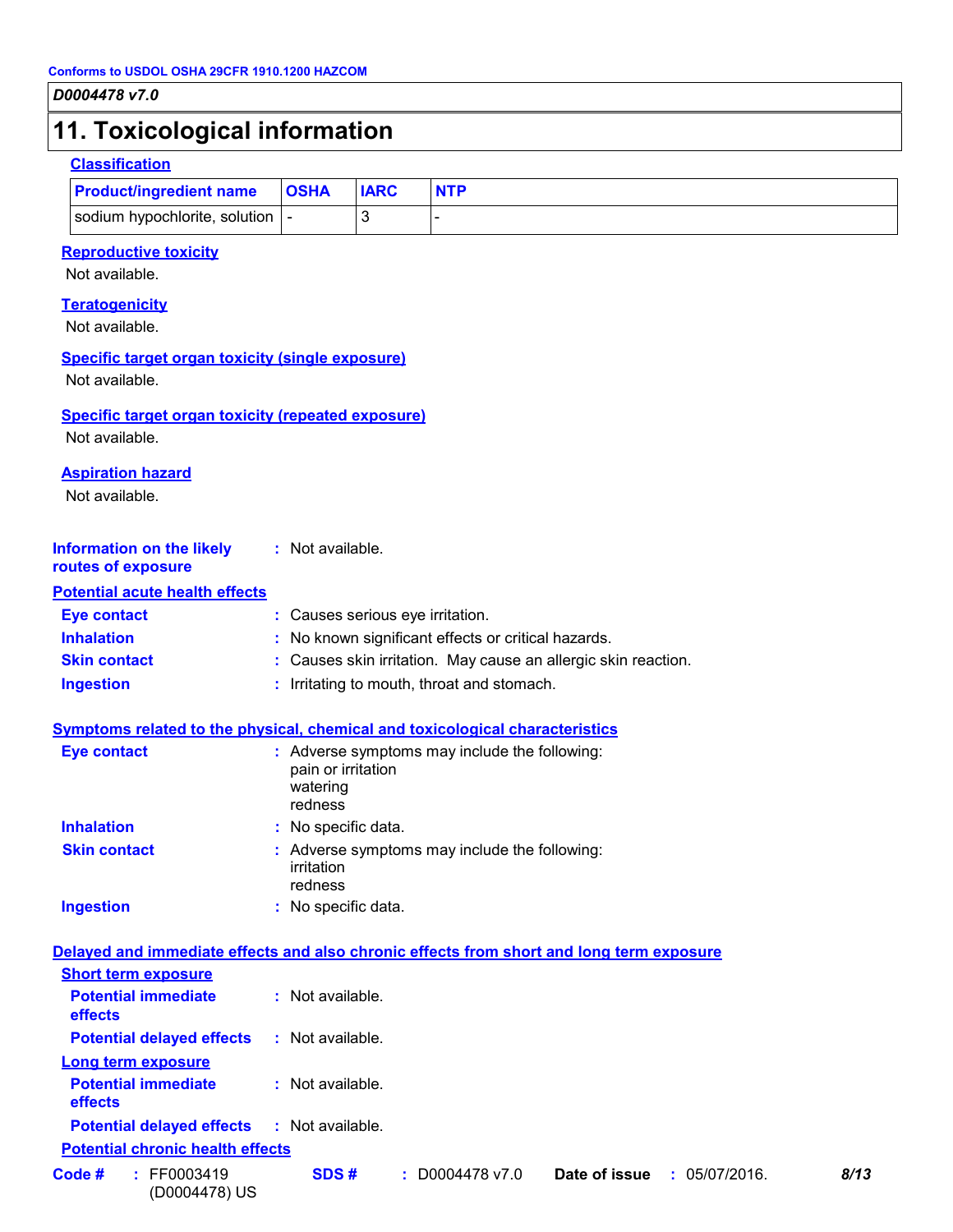## 11. Toxicological information

**Classification**

| Product/ingredient name | OSHA | IARC | NTP |
|---|---|---|---|
| sodium hypochlorite, solution | - | 3 | - |

**Reproductive toxicity**

Not available.

**Teratogenicity**

Not available.

**Specific target organ toxicity (single exposure)**

Not available.

**Specific target organ toxicity (repeated exposure)**

Not available.

**Aspiration hazard**

Not available.

**Information on the likely routes of exposure** : Not available.

**Potential acute health effects**

**Eye contact** : Causes serious eye irritation.

**Inhalation** : No known significant effects or critical hazards.

**Skin contact** : Causes skin irritation. May cause an allergic skin reaction.

**Ingestion** : Irritating to mouth, throat and stomach.

**Symptoms related to the physical, chemical and toxicological characteristics**

**Eye contact** : Adverse symptoms may include the following:
pain or irritation
watering
redness

**Inhalation** : No specific data.

**Skin contact** : Adverse symptoms may include the following:
irritation
redness

**Ingestion** : No specific data.

**Delayed and immediate effects and also chronic effects from short and long term exposure**

**Short term exposure**

**Potential immediate effects** : Not available.

**Potential delayed effects** : Not available.

**Long term exposure**

**Potential immediate effects** : Not available.

**Potential delayed effects** : Not available.

**Potential chronic health effects**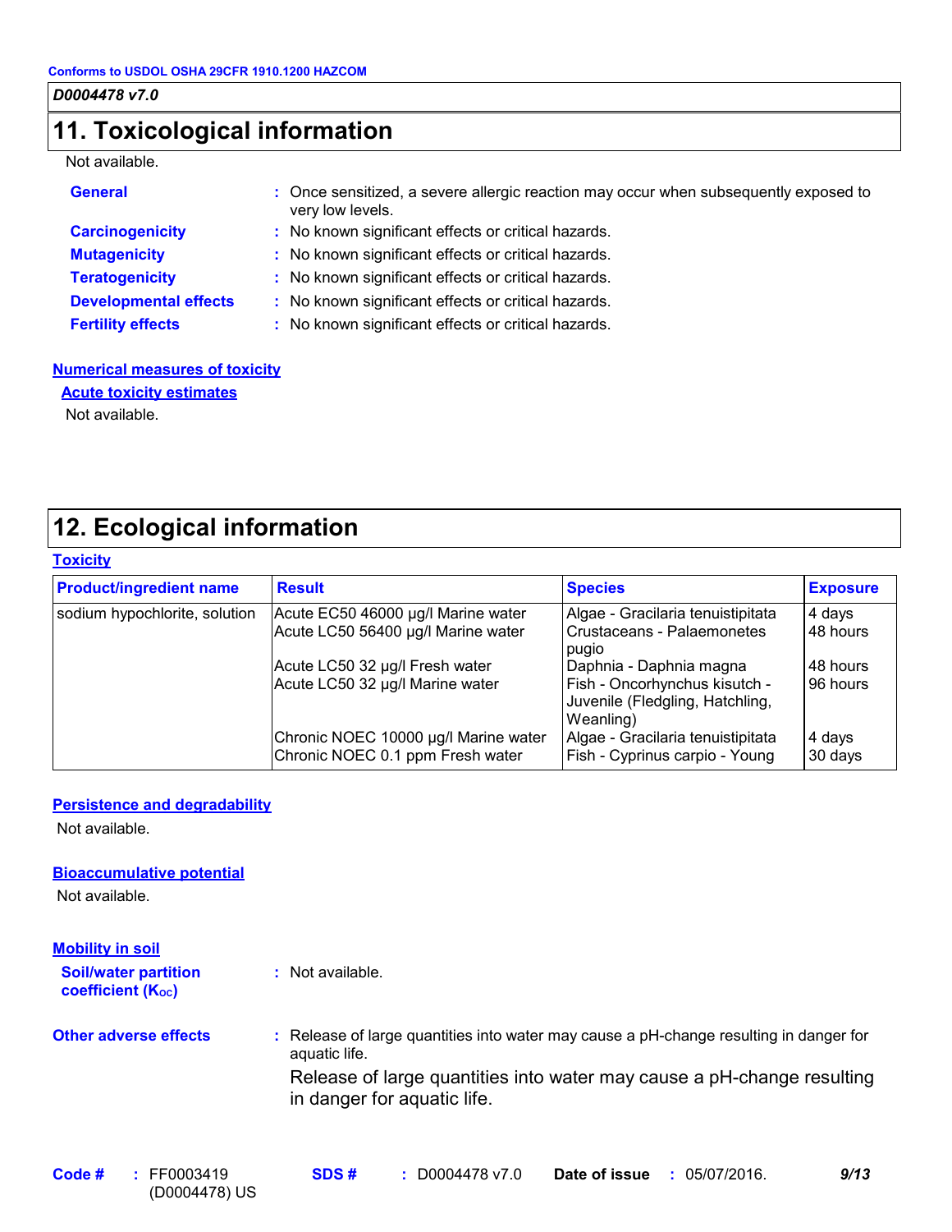# 11. Toxicological information

Not available.

**General** : Once sensitized, a severe allergic reaction may occur when subsequently exposed to very low levels.

**Carcinogenicity** : No known significant effects or critical hazards.

**Mutagenicity** : No known significant effects or critical hazards.

**Teratogenicity** : No known significant effects or critical hazards.

**Developmental effects** : No known significant effects or critical hazards.

**Fertility effects** : No known significant effects or critical hazards.

## Numerical measures of toxicity

### Acute toxicity estimates

Not available.

# 12. Ecological information

## Toxicity

| Product/ingredient name | Result | Species | Exposure |
|---|---|---|---|
| sodium hypochlorite, solution | Acute EC50 46000 µg/l Marine water | Algae - Gracilaria tenuistipitata | 4 days |
| | Acute LC50 56400 µg/l Marine water | Crustaceans - Palaemonetes pugio | 48 hours |
| | Acute LC50 32 µg/l Fresh water | Daphnia - Daphnia magna | 48 hours |
| | Acute LC50 32 µg/l Marine water | Fish - Oncorhynchus kisutch - Juvenile (Fledgling, Hatchling, Weanling) | 96 hours |
| | Chronic NOEC 10000 µg/l Marine water | Algae - Gracilaria tenuistipitata | 4 days |
| | Chronic NOEC 0.1 ppm Fresh water | Fish - Cyprinus carpio - Young | 30 days |

## Persistence and degradability

Not available.

## Bioaccumulative potential

Not available.

## Mobility in soil

**Soil/water partition coefficient ($K_{OC}$)** : Not available.

**Other adverse effects** : Release of large quantities into water may cause a pH-change resulting in danger for aquatic life.

Release of large quantities into water may cause a pH-change resulting in danger for aquatic life.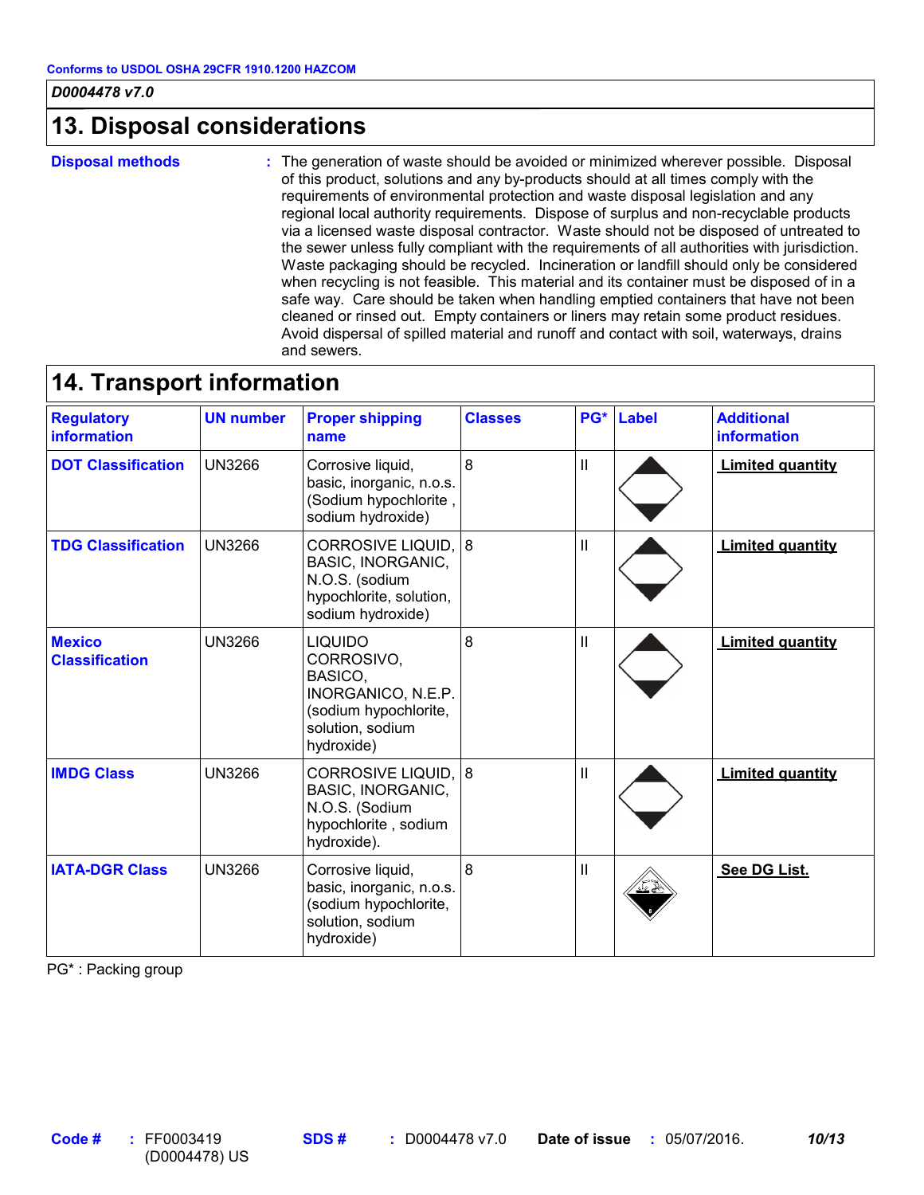Conforms to USDOL OSHA 29CFR 1910.1200 HAZCOM

*D0004478 v7.0*

## 13. Disposal considerations

**Disposal methods** : The generation of waste should be avoided or minimized wherever possible. Disposal of this product, solutions and any by-products should at all times comply with the requirements of environmental protection and waste disposal legislation and any regional local authority requirements. Dispose of surplus and non-recyclable products via a licensed waste disposal contractor. Waste should not be disposed of untreated to the sewer unless fully compliant with the requirements of all authorities with jurisdiction. Waste packaging should be recycled. Incineration or landfill should only be considered when recycling is not feasible. This material and its container must be disposed of in a safe way. Care should be taken when handling emptied containers that have not been cleaned or rinsed out. Empty containers or liners may retain some product residues. Avoid dispersal of spilled material and runoff and contact with soil, waterways, drains and sewers.

## 14. Transport information

| Regulatory information | UN number | Proper shipping name | Classes | PG* | Label | Additional information |
|---|---|---|---|---|---|---|
| **DOT Classification** | UN3266 | Corrosive liquid, basic, inorganic, n.o.s. (Sodium hypochlorite , sodium hydroxide) | 8 | II | | **Limited quantity** |
| **TDG Classification** | UN3266 | CORROSIVE LIQUID, BASIC, INORGANIC, N.O.S. (sodium hypochlorite, solution, sodium hydroxide) | 8 | II | | **Limited quantity** |
| **Mexico Classification** | UN3266 | LIQUIDO CORROSIVO, BASICO, INORGANICO, N.E.P. (sodium hypochlorite, solution, sodium hydroxide) | 8 | II | | **Limited quantity** |
| **IMDG Class** | UN3266 | CORROSIVE LIQUID, BASIC, INORGANIC, N.O.S. (Sodium hypochlorite , sodium hydroxide). | 8 | II | | **Limited quantity** |
| **IATA-DGR Class** | UN3266 | Corrosive liquid, basic, inorganic, n.o.s. (sodium hypochlorite, solution, sodium hydroxide) | 8 | II | | **See DG List.** |

PG* : Packing group

Code # : FF0003419 (D0004478) US SDS # : D0004478 v7.0 Date of issue : 05/07/2016.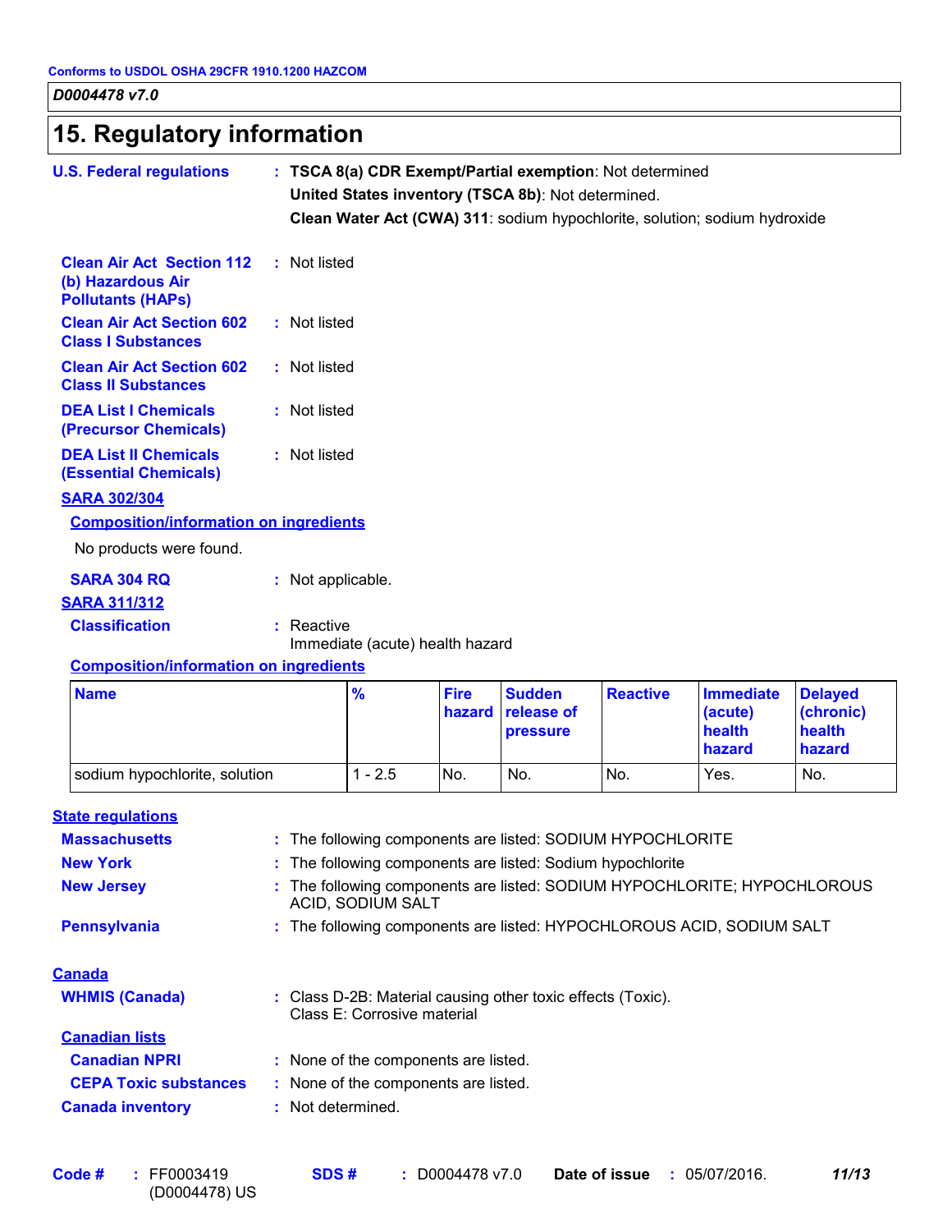Conforms to USDOL OSHA 29CFR 1910.1200 HAZCOM

*D0004478 v7.0*

# 15. Regulatory information

**U.S. Federal regulations** : **TSCA 8(a) CDR Exempt/Partial exemption**: Not determined
**United States inventory (TSCA 8b)**: Not determined.
**Clean Water Act (CWA) 311**: sodium hypochlorite, solution; sodium hydroxide

**Clean Air Act Section 112 (b) Hazardous Air Pollutants (HAPs)** : Not listed

**Clean Air Act Section 602 Class I Substances** : Not listed

**Clean Air Act Section 602 Class II Substances** : Not listed

**DEA List I Chemicals (Precursor Chemicals)** : Not listed

**DEA List II Chemicals (Essential Chemicals)** : Not listed

**SARA 302/304**

**Composition/information on ingredients**

No products were found.

**SARA 304 RQ** : Not applicable.

**SARA 311/312**

**Classification** : Reactive
Immediate (acute) health hazard

**Composition/information on ingredients**

| Name | % | Fire hazard | Sudden release of pressure | Reactive | Immediate (acute) health hazard | Delayed (chronic) health hazard |
|---|---|---|---|---|---|---|
| sodium hypochlorite, solution | 1 - 2.5 | No. | No. | No. | Yes. | No. |

**State regulations**

**Massachusetts** : The following components are listed: SODIUM HYPOCHLORITE

**New York** : The following components are listed: Sodium hypochlorite

**New Jersey** : The following components are listed: SODIUM HYPOCHLORITE; HYPOCHLOROUS ACID, SODIUM SALT

**Pennsylvania** : The following components are listed: HYPOCHLOROUS ACID, SODIUM SALT

**Canada**

**WHMIS (Canada)** : Class D-2B: Material causing other toxic effects (Toxic).
Class E: Corrosive material

**Canadian lists**

**Canadian NPRI** : None of the components are listed.

**CEPA Toxic substances** : None of the components are listed.

**Canada inventory** : Not determined.

**Code #** : FF0003419 (D0004478) US **SDS #** : D0004478 v7.0 **Date of issue** : 05/07/2016.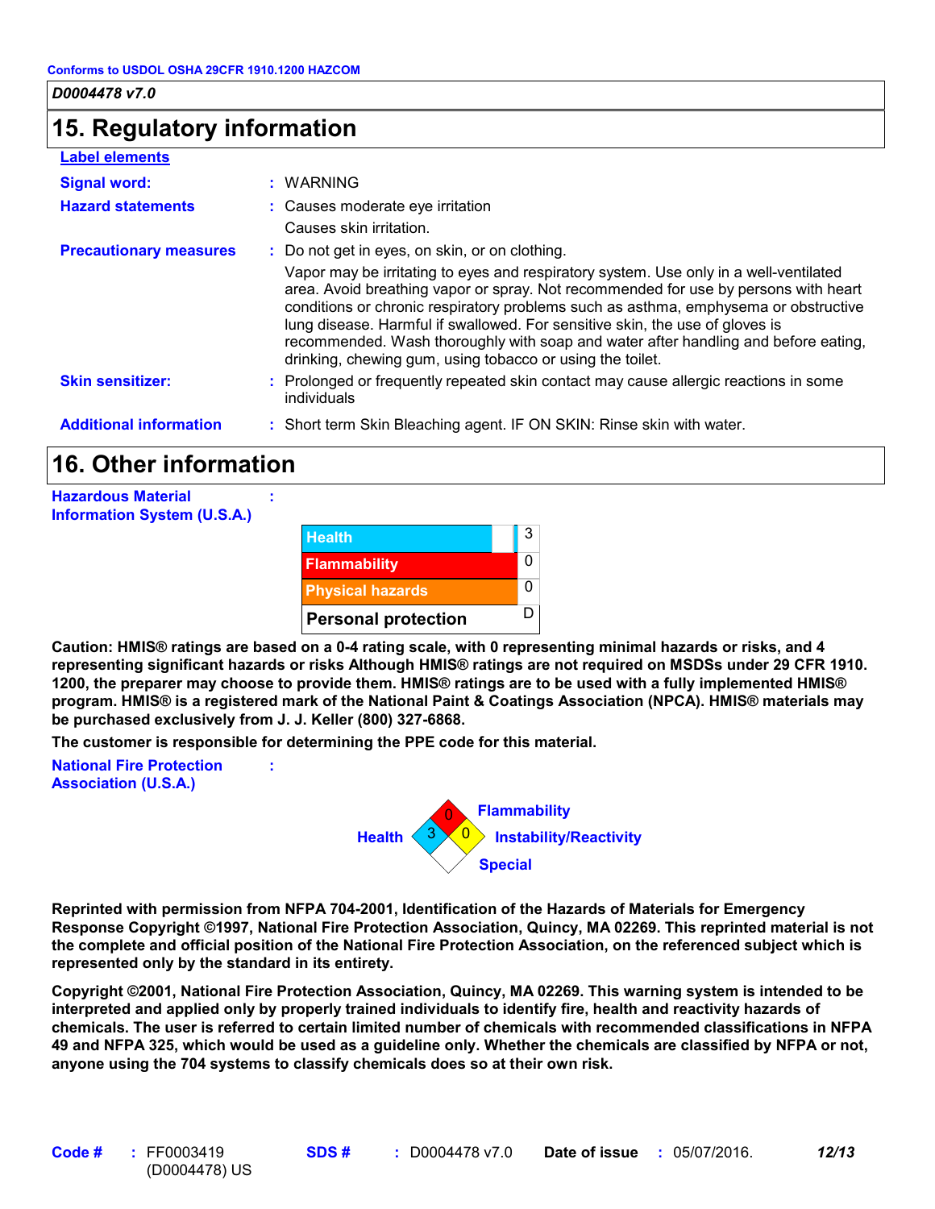Conforms to USDOL OSHA 29CFR 1910.1200 HAZCOM

*D0004478 v7.0*

## 15. Regulatory information

**Label elements**

**Signal word:** : WARNING

**Hazard statements** : Causes moderate eye irritation
Causes skin irritation.

**Precautionary measures** : Do not get in eyes, on skin, or on clothing.
Vapor may be irritating to eyes and respiratory system. Use only in a well-ventilated area. Avoid breathing vapor or spray. Not recommended for use by persons with heart conditions or chronic respiratory problems such as asthma, emphysema or obstructive lung disease. Harmful if swallowed. For sensitive skin, the use of gloves is recommended. Wash thoroughly with soap and water after handling and before eating, drinking, chewing gum, using tobacco or using the toilet.

**Skin sensitizer:** : Prolonged or frequently repeated skin contact may cause allergic reactions in some individuals

**Additional information** : Short term Skin Bleaching agent. IF ON SKIN: Rinse skin with water.

## 16. Other information

**Hazardous Material Information System (U.S.A.)** :

| | |
|---|---|
| Health | 3 |
| Flammability | 0 |
| Physical hazards | 0 |
| Personal protection | D |

**Caution: HMIS® ratings are based on a 0-4 rating scale, with 0 representing minimal hazards or risks, and 4 representing significant hazards or risks Although HMIS® ratings are not required on MSDSs under 29 CFR 1910. 1200, the preparer may choose to provide them. HMIS® ratings are to be used with a fully implemented HMIS® program. HMIS® is a registered mark of the National Paint & Coatings Association (NPCA). HMIS® materials may be purchased exclusively from J. J. Keller (800) 327-6868.**

**The customer is responsible for determining the PPE code for this material.**

**National Fire Protection Association (U.S.A.)** :

| | |
|---|---|
| Health | 3 |
| Flammability | 0 |
| Instability/Reactivity | 0 |
| Special | |

**Reprinted with permission from NFPA 704-2001, Identification of the Hazards of Materials for Emergency Response Copyright ©1997, National Fire Protection Association, Quincy, MA 02269. This reprinted material is not the complete and official position of the National Fire Protection Association, on the referenced subject which is represented only by the standard in its entirety.**

**Copyright ©2001, National Fire Protection Association, Quincy, MA 02269. This warning system is intended to be interpreted and applied only by properly trained individuals to identify fire, health and reactivity hazards of chemicals. The user is referred to certain limited number of chemicals with recommended classifications in NFPA 49 and NFPA 325, which would be used as a guideline only. Whether the chemicals are classified by NFPA or not, anyone using the 704 systems to classify chemicals does so at their own risk.**

**Code #** : FF0003419 (D0004478) US **SDS #** : D0004478 v7.0 **Date of issue** : 05/07/2016.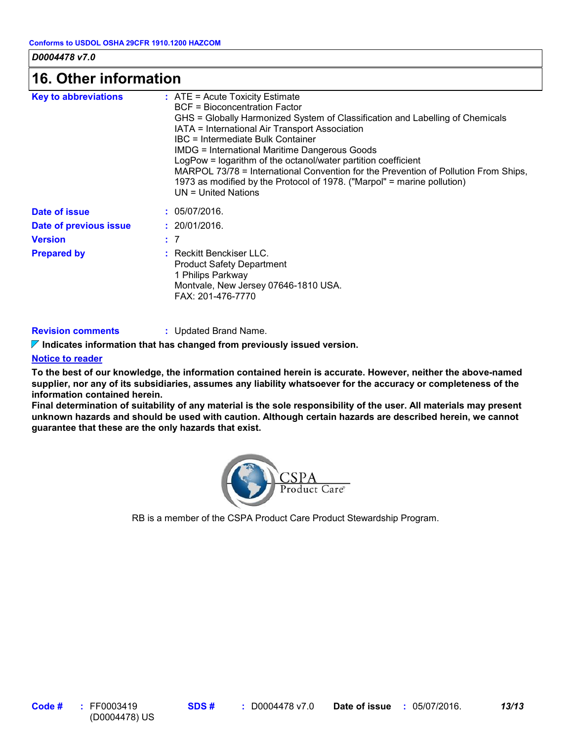## 16. Other information

**Key to abbreviations** : ATE = Acute Toxicity Estimate
BCF = Bioconcentration Factor
GHS = Globally Harmonized System of Classification and Labelling of Chemicals
IATA = International Air Transport Association
IBC = Intermediate Bulk Container
IMDG = International Maritime Dangerous Goods
LogPow = logarithm of the octanol/water partition coefficient
MARPOL 73/78 = International Convention for the Prevention of Pollution From Ships, 1973 as modified by the Protocol of 1978. ("Marpol" = marine pollution)
UN = United Nations

**Date of issue** : 05/07/2016.

**Date of previous issue** : 20/01/2016.

**Version** : 7

**Prepared by** : Reckitt Benckiser LLC.
Product Safety Department
1 Philips Parkway
Montvale, New Jersey 07646-1810 USA.
FAX: 201-476-7770

**Revision comments** : Updated Brand Name.

**Indicates information that has changed from previously issued version.**

**Notice to reader**

**To the best of our knowledge, the information contained herein is accurate. However, neither the above-named supplier, nor any of its subsidiaries, assumes any liability whatsoever for the accuracy or completeness of the information contained herein.**
**Final determination of suitability of any material is the sole responsibility of the user. All materials may present unknown hazards and should be used with caution. Although certain hazards are described herein, we cannot guarantee that these are the only hazards that exist.**

CSPA Product Care

RB is a member of the CSPA Product Care Product Stewardship Program.